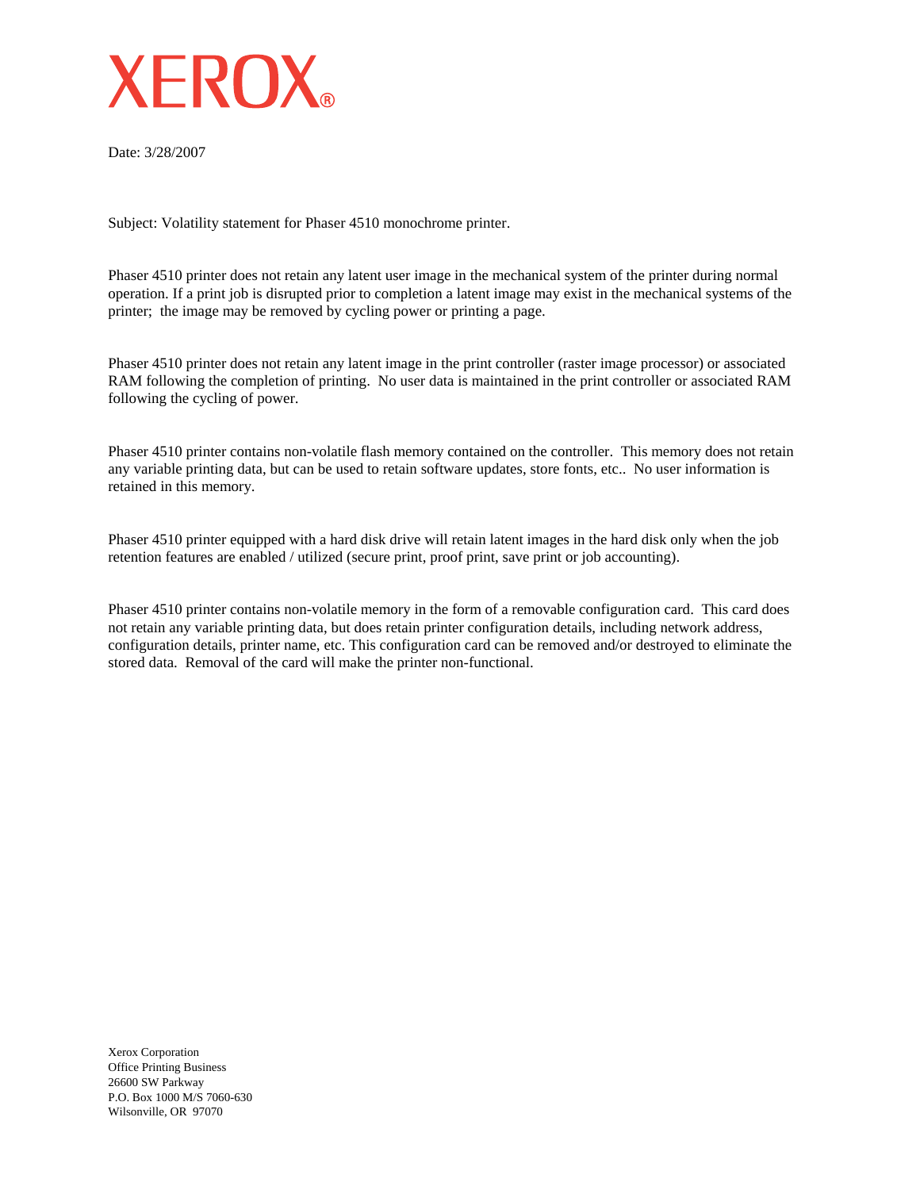# XEROX®

Date: 3/28/2007

Subject: Volatility statement for Phaser 4510 monochrome printer.

Phaser 4510 printer does not retain any latent user image in the mechanical system of the printer during normal operation. If a print job is disrupted prior to completion a latent image may exist in the mechanical systems of the printer; the image may be removed by cycling power or printing a page.

Phaser 4510 printer does not retain any latent image in the print controller (raster image processor) or associated RAM following the completion of printing. No user data is maintained in the print controller or associated RAM following the cycling of power.

Phaser 4510 printer contains non-volatile flash memory contained on the controller. This memory does not retain any variable printing data, but can be used to retain software updates, store fonts, etc.. No user information is retained in this memory.

Phaser 4510 printer equipped with a hard disk drive will retain latent images in the hard disk only when the job retention features are enabled / utilized (secure print, proof print, save print or job accounting).

Phaser 4510 printer contains non-volatile memory in the form of a removable configuration card. This card does not retain any variable printing data, but does retain printer configuration details, including network address, configuration details, printer name, etc. This configuration card can be removed and/or destroyed to eliminate the stored data. Removal of the card will make the printer non-functional.

Xerox Corporation
Office Printing Business
26600 SW Parkway
P.O. Box 1000 M/S 7060-630
Wilsonville, OR 97070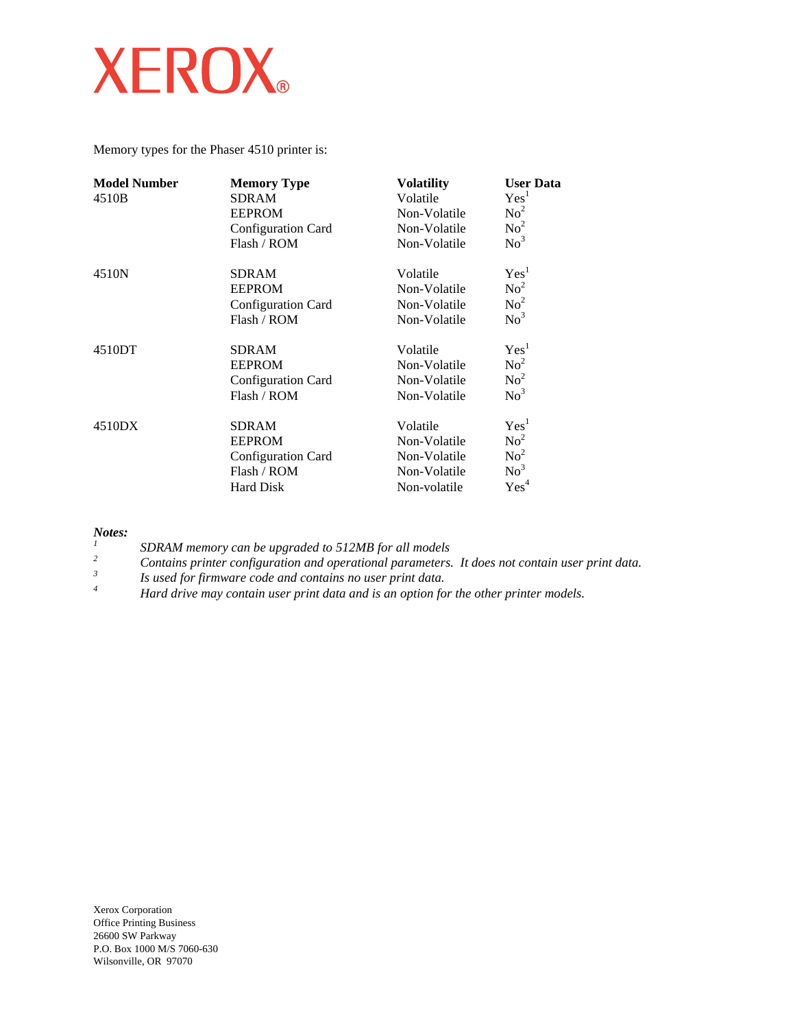XEROX®

Memory types for the Phaser 4510 printer is:

| Model Number | Memory Type | Volatility | User Data |
|---|---|---|---|
| 4510B | SDRAM | Volatile | Yes[1] |
| | EEPROM | Non-Volatile | No[2] |
| | Configuration Card | Non-Volatile | No[2] |
| | Flash / ROM | Non-Volatile | No[3] |
| 4510N | SDRAM | Volatile | Yes[1] |
| | EEPROM | Non-Volatile | No[2] |
| | Configuration Card | Non-Volatile | No[2] |
| | Flash / ROM | Non-Volatile | No[3] |
| 4510DT | SDRAM | Volatile | Yes[1] |
| | EEPROM | Non-Volatile | No[2] |
| | Configuration Card | Non-Volatile | No[2] |
| | Flash / ROM | Non-Volatile | No[3] |
| 4510DX | SDRAM | Volatile | Yes[1] |
| | EEPROM | Non-Volatile | No[2] |
| | Configuration Card | Non-Volatile | No[2] |
| | Flash / ROM | Non-Volatile | No[3] |
| | Hard Disk | Non-volatile | Yes[4] |

***Notes:***

[1] *SDRAM memory can be upgraded to 512MB for all models*

[2] *Contains printer configuration and operational parameters. It does not contain user print data.*

[3] *Is used for firmware code and contains no user print data.*

[4] *Hard drive may contain user print data and is an option for the other printer models.*

Xerox Corporation
Office Printing Business
26600 SW Parkway
P.O. Box 1000 M/S 7060-630
Wilsonville, OR 97070